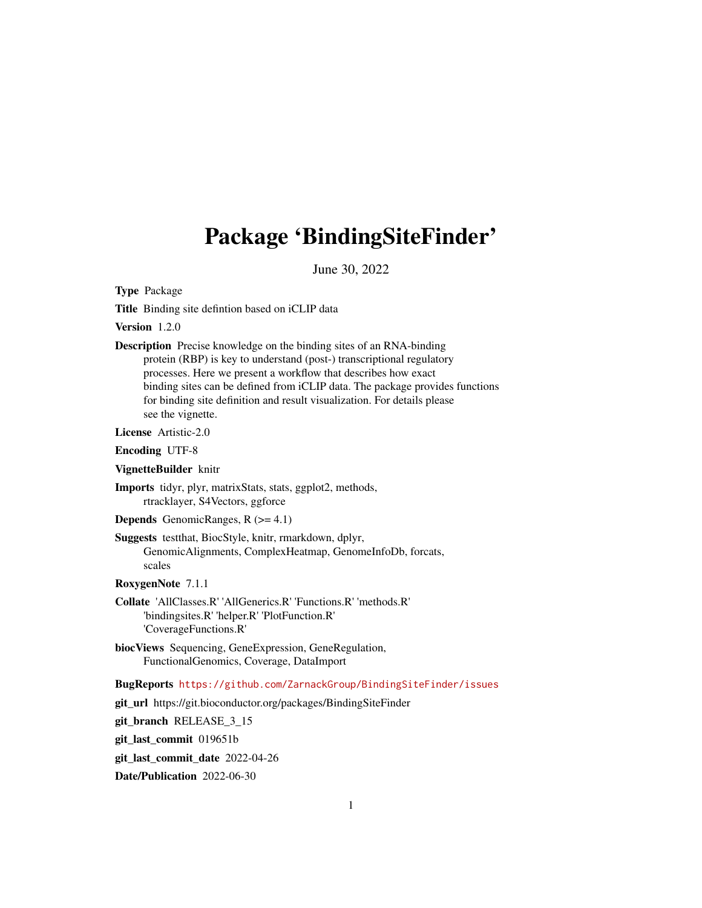# Package 'BindingSiteFinder'

June 30, 2022

**Type** Package

**Title** Binding site defintion based on iCLIP data

**Version** 1.2.0

**Description** Precise knowledge on the binding sites of an RNA-binding protein (RBP) is key to understand (post-) transcriptional regulatory processes. Here we present a workflow that describes how exact binding sites can be defined from iCLIP data. The package provides functions for binding site definition and result visualization. For details please see the vignette.

**License** Artistic-2.0

**Encoding** UTF-8

**VignetteBuilder** knitr

**Imports** tidyr, plyr, matrixStats, stats, ggplot2, methods, rtracklayer, S4Vectors, ggforce

**Depends** GenomicRanges, R (>= 4.1)

**Suggests** testthat, BiocStyle, knitr, rmarkdown, dplyr, GenomicAlignments, ComplexHeatmap, GenomeInfoDb, forcats, scales

**RoxygenNote** 7.1.1

**Collate** 'AllClasses.R' 'AllGenerics.R' 'Functions.R' 'methods.R' 'bindingsites.R' 'helper.R' 'PlotFunction.R' 'CoverageFunctions.R'

**biocViews** Sequencing, GeneExpression, GeneRegulation, FunctionalGenomics, Coverage, DataImport

**BugReports** https://github.com/ZarnackGroup/BindingSiteFinder/issues

**git_url** https://git.bioconductor.org/packages/BindingSiteFinder

**git_branch** RELEASE_3_15

**git_last_commit** 019651b

**git_last_commit_date** 2022-04-26

**Date/Publication** 2022-06-30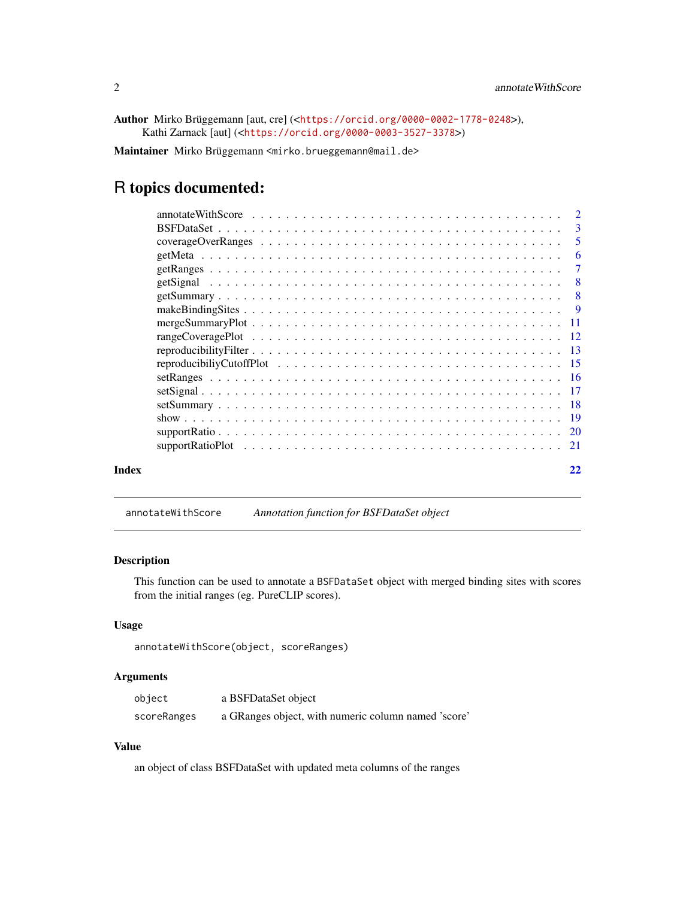**Author** Mirko Brüggemann [aut, cre] (<https://orcid.org/0000-0002-1778-0248>), Kathi Zarnack [aut] (<https://orcid.org/0000-0003-3527-3378>)

**Maintainer** Mirko Brüggemann <mirko.brueggemann@mail.de>

# R topics documented:

| | |
|---|---|
| annotateWithScore | 2 |
| BSFDataSet | 3 |
| coverageOverRanges | 5 |
| getMeta | 6 |
| getRanges | 7 |
| getSignal | 8 |
| getSummary | 8 |
| makeBindingSites | 9 |
| mergeSummaryPlot | 11 |
| rangeCoveragePlot | 12 |
| reproducibilityFilter | 13 |
| reproducibiliyCutoffPlot | 15 |
| setRanges | 16 |
| setSignal | 17 |
| setSummary | 18 |
| show | 19 |
| supportRatio | 20 |
| supportRatioPlot | 21 |

**Index** 22

---

`annotateWithScore` *Annotation function for BSFDataSet object*

---

### Description

This function can be used to annotate a `BSFDataSet` object with merged binding sites with scores from the initial ranges (eg. PureCLIP scores).

### Usage

```
annotateWithScore(object, scoreRanges)
```

### Arguments

| | |
|---|---|
| `object` | a BSFDataSet object |
| `scoreRanges` | a GRanges object, with numeric column named 'score' |

### Value

an object of class BSFDataSet with updated meta columns of the ranges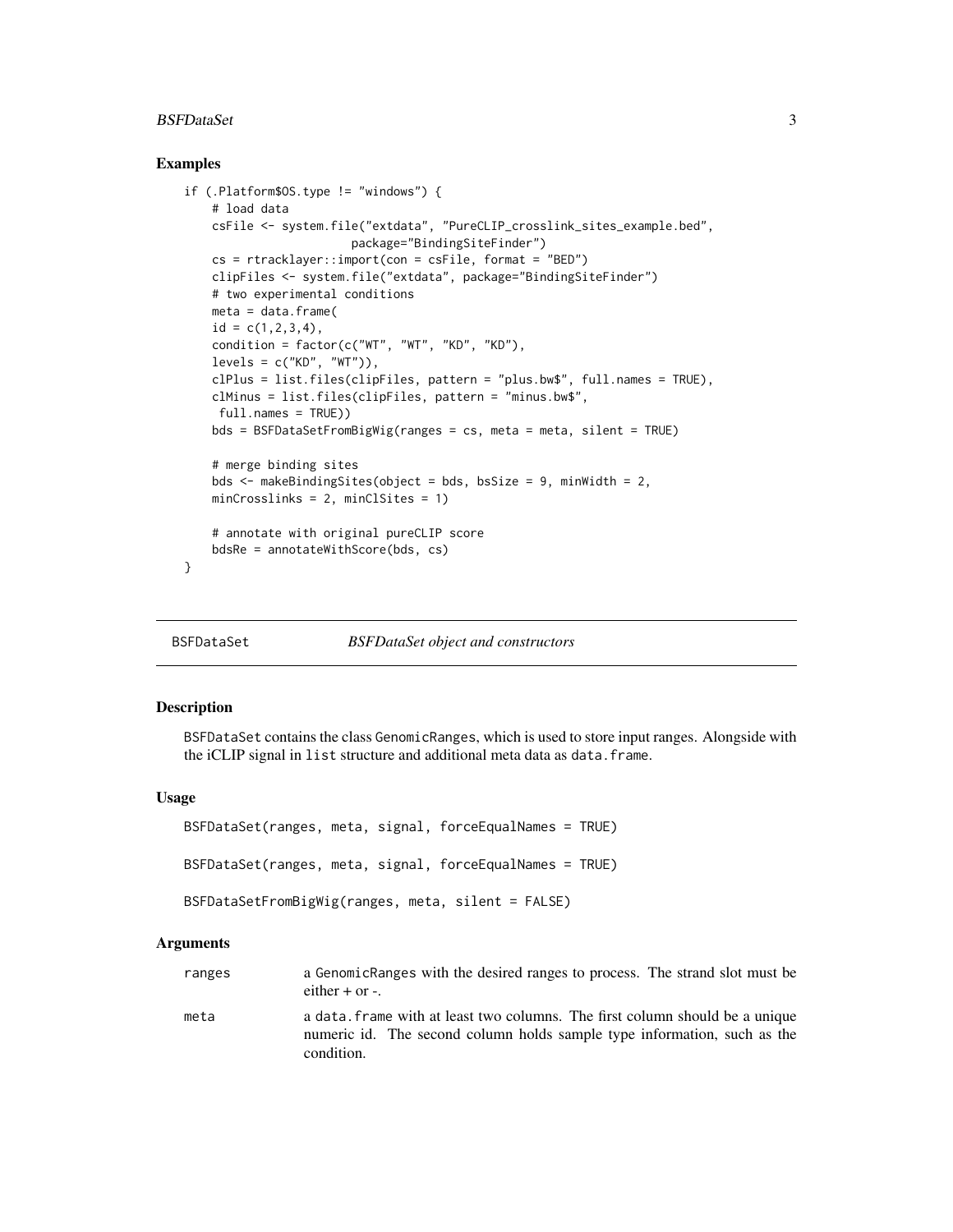## Examples

```
if (.Platform$OS.type != "windows") {
    # load data
    csFile <- system.file("extdata", "PureCLIP_crosslink_sites_example.bed",
                        package="BindingSiteFinder")
    cs = rtracklayer::import(con = csFile, format = "BED")
    clipFiles <- system.file("extdata", package="BindingSiteFinder")
    # two experimental conditions
    meta = data.frame(
    id = c(1,2,3,4),
    condition = factor(c("WT", "WT", "KD", "KD"),
    levels = c("KD", "WT")),
    clPlus = list.files(clipFiles, pattern = "plus.bw$", full.names = TRUE),
    clMinus = list.files(clipFiles, pattern = "minus.bw$",
     full.names = TRUE))
    bds = BSFDataSetFromBigWig(ranges = cs, meta = meta, silent = TRUE)

    # merge binding sites
    bds <- makeBindingSites(object = bds, bsSize = 9, minWidth = 2,
    minCrosslinks = 2, minClSites = 1)

    # annotate with original pureCLIP score
    bdsRe = annotateWithScore(bds, cs)
}
```

---

## BSFDataSet — *BSFDataSet object and constructors*

---

### Description

`BSFDataSet` contains the class `GenomicRanges`, which is used to store input ranges. Alongside with the iCLIP signal in `list` structure and additional meta data as `data.frame`.

### Usage

```
BSFDataSet(ranges, meta, signal, forceEqualNames = TRUE)

BSFDataSet(ranges, meta, signal, forceEqualNames = TRUE)

BSFDataSetFromBigWig(ranges, meta, silent = FALSE)
```

### Arguments

| | |
|---|---|
| `ranges` | a `GenomicRanges` with the desired ranges to process. The strand slot must be either + or -. |
| `meta` | a `data.frame` with at least two columns. The first column should be a unique numeric id. The second column holds sample type information, such as the condition. |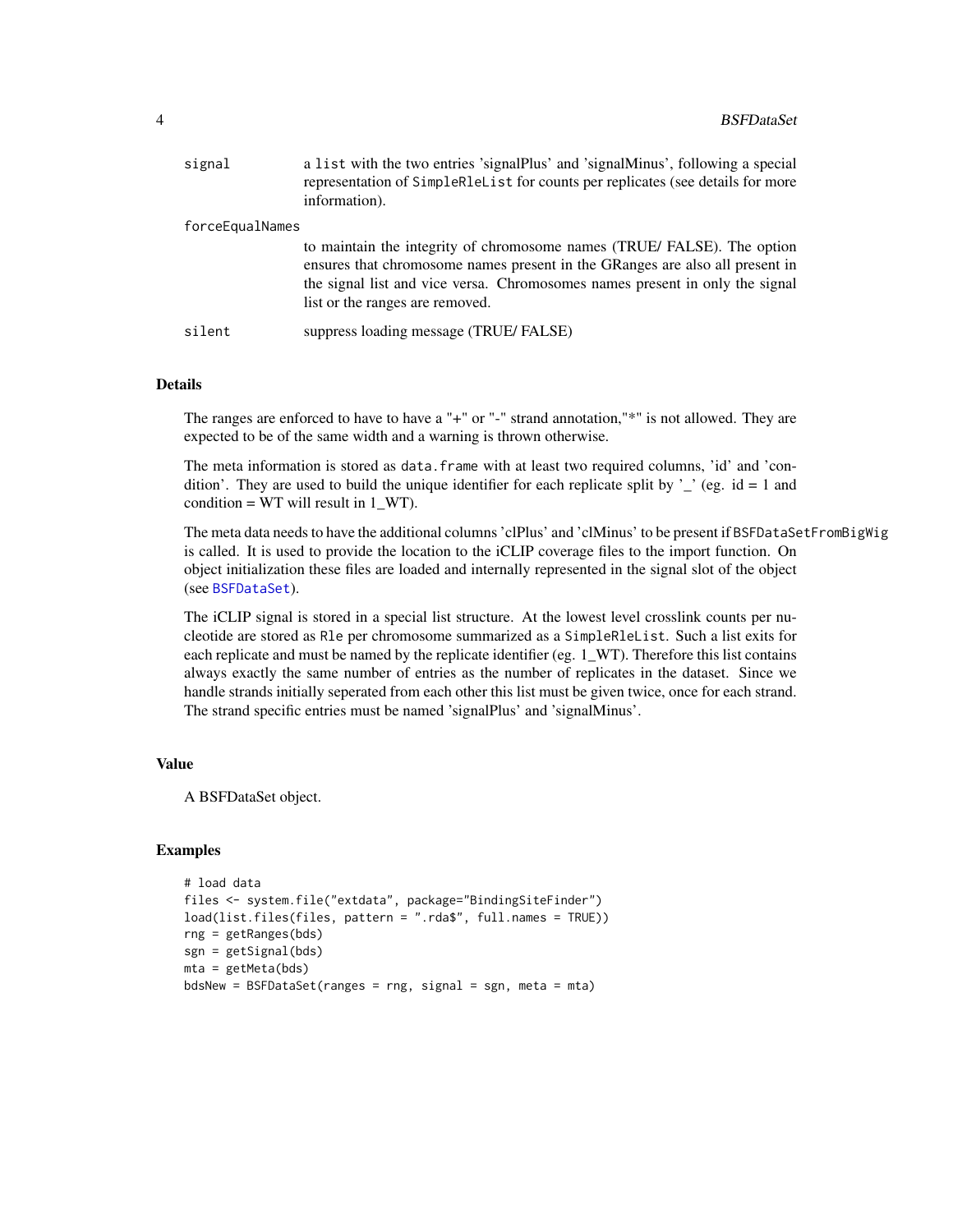| | |
|---|---|
| signal | a list with the two entries 'signalPlus' and 'signalMinus', following a special representation of SimpleRleList for counts per replicates (see details for more information). |
| forceEqualNames | to maintain the integrity of chromosome names (TRUE/ FALSE). The option ensures that chromosome names present in the GRanges are also all present in the signal list and vice versa. Chromosomes names present in only the signal list or the ranges are removed. |
| silent | suppress loading message (TRUE/ FALSE) |

## Details

The ranges are enforced to have to have a "+" or "-" strand annotation,"*" is not allowed. They are expected to be of the same width and a warning is thrown otherwise.

The meta information is stored as `data.frame` with at least two required columns, 'id' and 'condition'. They are used to build the unique identifier for each replicate split by '_' (eg. id = 1 and condition = WT will result in 1_WT).

The meta data needs to have the additional columns 'clPlus' and 'clMinus' to be present if `BSFDataSetFromBigWig` is called. It is used to provide the location to the iCLIP coverage files to the import function. On object initialization these files are loaded and internally represented in the signal slot of the object (see `BSFDataSet`).

The iCLIP signal is stored in a special list structure. At the lowest level crosslink counts per nucleotide are stored as `Rle` per chromosome summarized as a `SimpleRleList`. Such a list exits for each replicate and must be named by the replicate identifier (eg. 1_WT). Therefore this list contains always exactly the same number of entries as the number of replicates in the dataset. Since we handle strands initially seperated from each other this list must be given twice, once for each strand. The strand specific entries must be named 'signalPlus' and 'signalMinus'.

## Value

A BSFDataSet object.

## Examples

```
# load data
files <- system.file("extdata", package="BindingSiteFinder")
load(list.files(files, pattern = ".rda$", full.names = TRUE))
rng = getRanges(bds)
sgn = getSignal(bds)
mta = getMeta(bds)
bdsNew = BSFDataSet(ranges = rng, signal = sgn, meta = mta)
```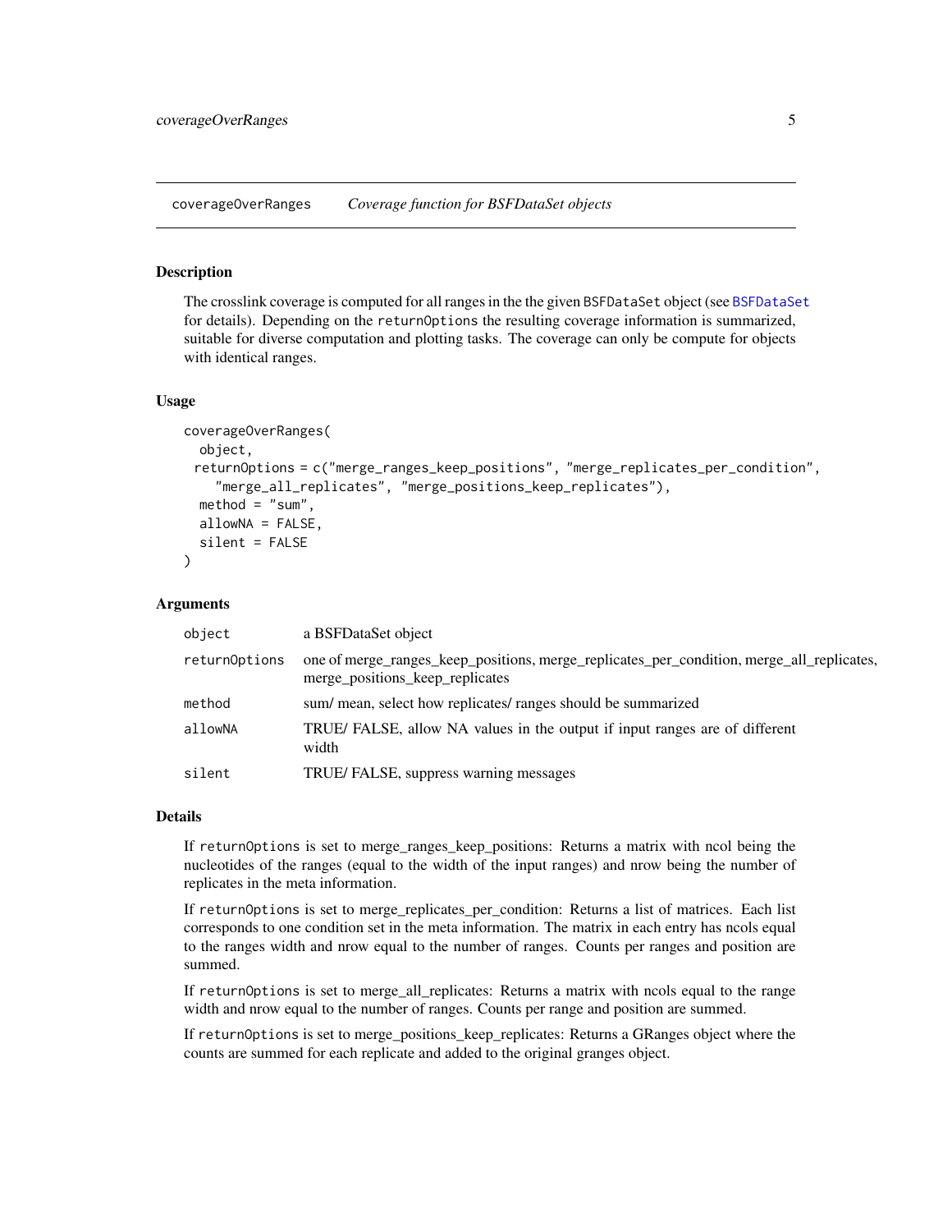## coverageOverRanges *Coverage function for BSFDataSet objects*

### Description

The crosslink coverage is computed for all ranges in the the given BSFDataSet object (see BSFDataSet for details). Depending on the returnOptions the resulting coverage information is summarized, suitable for diverse computation and plotting tasks. The coverage can only be compute for objects with identical ranges.

### Usage

```
coverageOverRanges(
  object,
 returnOptions = c("merge_ranges_keep_positions", "merge_replicates_per_condition",
    "merge_all_replicates", "merge_positions_keep_replicates"),
  method = "sum",
  allowNA = FALSE,
  silent = FALSE
)
```

### Arguments

| | |
|---|---|
| object | a BSFDataSet object |
| returnOptions | one of merge_ranges_keep_positions, merge_replicates_per_condition, merge_all_replicates, merge_positions_keep_replicates |
| method | sum/ mean, select how replicates/ ranges should be summarized |
| allowNA | TRUE/ FALSE, allow NA values in the output if input ranges are of different width |
| silent | TRUE/ FALSE, suppress warning messages |

### Details

If returnOptions is set to merge_ranges_keep_positions: Returns a matrix with ncol being the nucleotides of the ranges (equal to the width of the input ranges) and nrow being the number of replicates in the meta information.

If returnOptions is set to merge_replicates_per_condition: Returns a list of matrices. Each list corresponds to one condition set in the meta information. The matrix in each entry has ncols equal to the ranges width and nrow equal to the number of ranges. Counts per ranges and position are summed.

If returnOptions is set to merge_all_replicates: Returns a matrix with ncols equal to the range width and nrow equal to the number of ranges. Counts per range and position are summed.

If returnOptions is set to merge_positions_keep_replicates: Returns a GRanges object where the counts are summed for each replicate and added to the original granges object.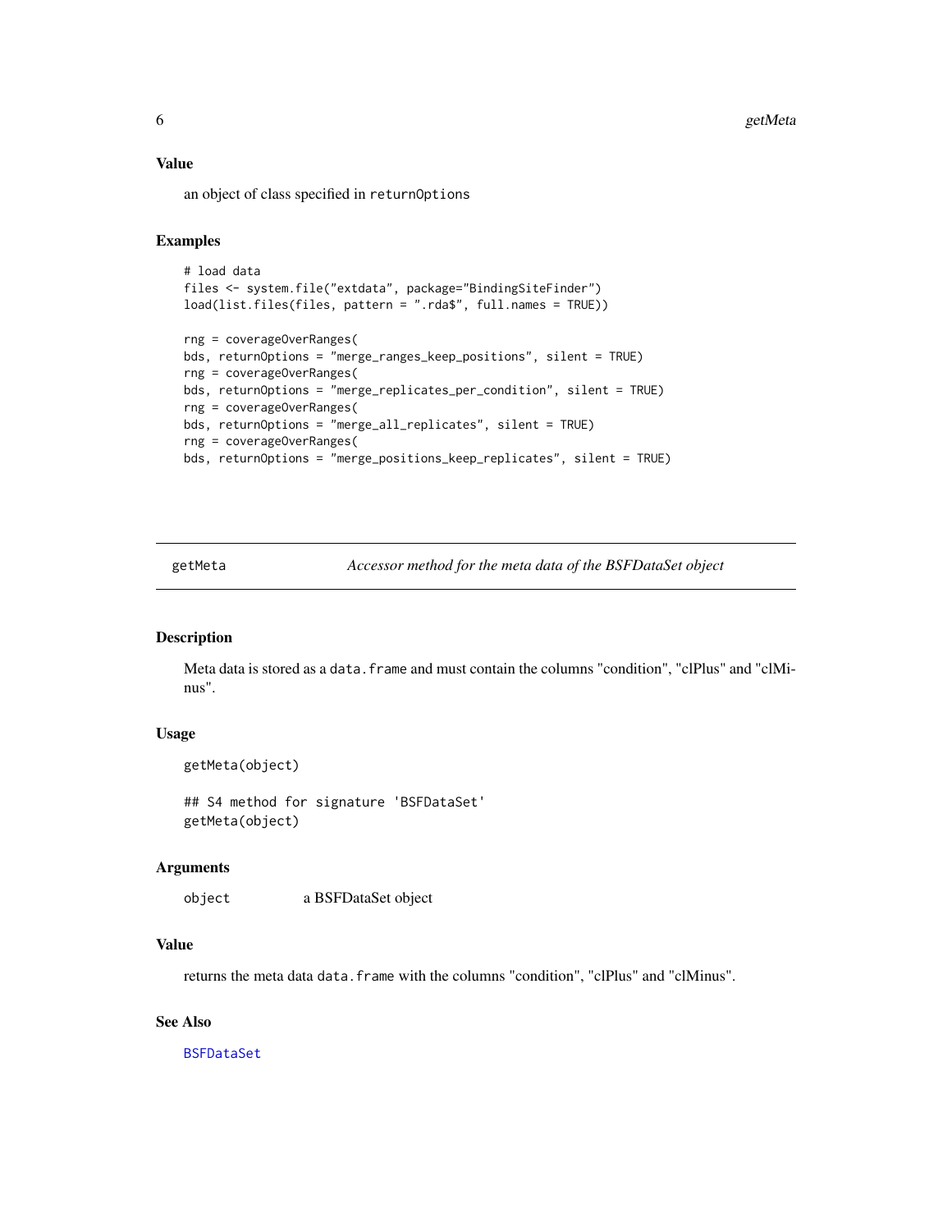### Value

an object of class specified in returnOptions

### Examples

```
# load data
files <- system.file("extdata", package="BindingSiteFinder")
load(list.files(files, pattern = ".rda$", full.names = TRUE))

rng = coverageOverRanges(
bds, returnOptions = "merge_ranges_keep_positions", silent = TRUE)
rng = coverageOverRanges(
bds, returnOptions = "merge_replicates_per_condition", silent = TRUE)
rng = coverageOverRanges(
bds, returnOptions = "merge_all_replicates", silent = TRUE)
rng = coverageOverRanges(
bds, returnOptions = "merge_positions_keep_replicates", silent = TRUE)
```

---

## getMeta — *Accessor method for the meta data of the BSFDataSet object*

---

### Description

Meta data is stored as a data.frame and must contain the columns "condition", "clPlus" and "clMinus".

### Usage

```
getMeta(object)

## S4 method for signature 'BSFDataSet'
getMeta(object)
```

### Arguments

object    a BSFDataSet object

### Value

returns the meta data data.frame with the columns "condition", "clPlus" and "clMinus".

### See Also

BSFDataSet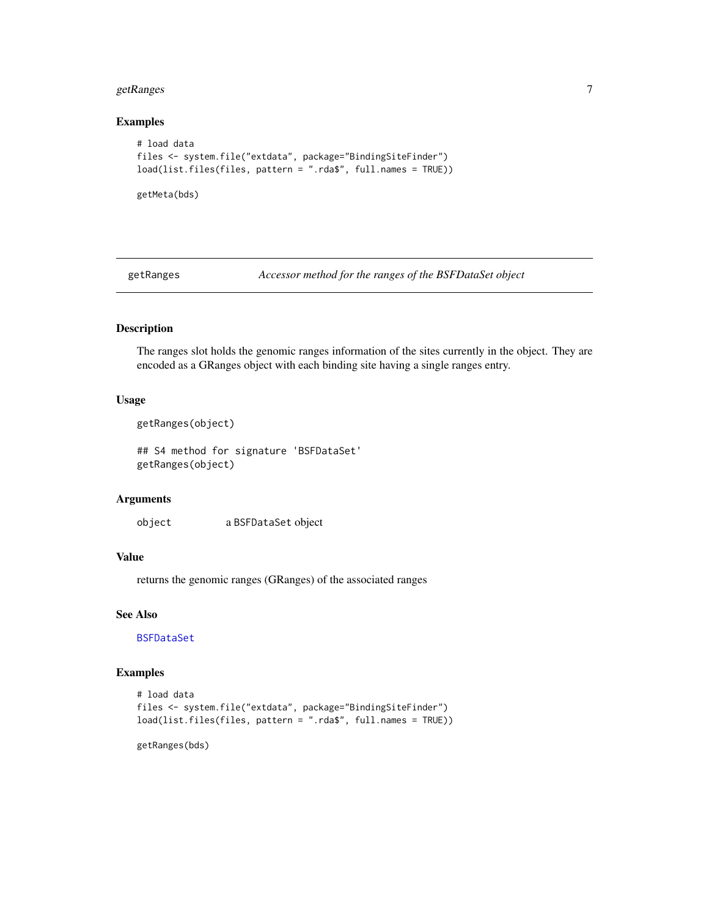## Examples

```
# load data
files <- system.file("extdata", package="BindingSiteFinder")
load(list.files(files, pattern = ".rda$", full.names = TRUE))

getMeta(bds)
```

---

# getRanges — *Accessor method for the ranges of the BSFDataSet object*

---

## Description

The ranges slot holds the genomic ranges information of the sites currently in the object. They are encoded as a GRanges object with each binding site having a single ranges entry.

## Usage

```
getRanges(object)

## S4 method for signature 'BSFDataSet'
getRanges(object)
```

## Arguments

| | |
|---|---|
| object | a BSFDataSet object |

## Value

returns the genomic ranges (GRanges) of the associated ranges

## See Also

BSFDataSet

## Examples

```
# load data
files <- system.file("extdata", package="BindingSiteFinder")
load(list.files(files, pattern = ".rda$", full.names = TRUE))

getRanges(bds)
```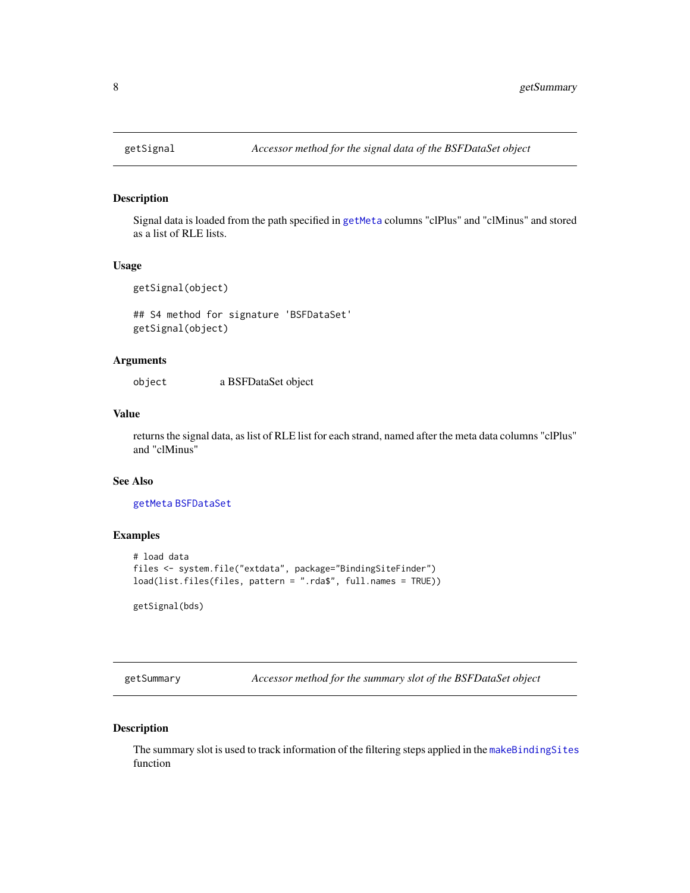## getSignal — *Accessor method for the signal data of the BSFDataSet object*

### Description

Signal data is loaded from the path specified in getMeta columns "clPlus" and "clMinus" and stored as a list of RLE lists.

### Usage

```
getSignal(object)

## S4 method for signature 'BSFDataSet'
getSignal(object)
```

### Arguments

| | |
|---|---|
| object | a BSFDataSet object |

### Value

returns the signal data, as list of RLE list for each strand, named after the meta data columns "clPlus" and "clMinus"

### See Also

getMeta BSFDataSet

### Examples

```
# load data
files <- system.file("extdata", package="BindingSiteFinder")
load(list.files(files, pattern = ".rda$", full.names = TRUE))

getSignal(bds)
```

## getSummary — *Accessor method for the summary slot of the BSFDataSet object*

### Description

The summary slot is used to track information of the filtering steps applied in the makeBindingSites function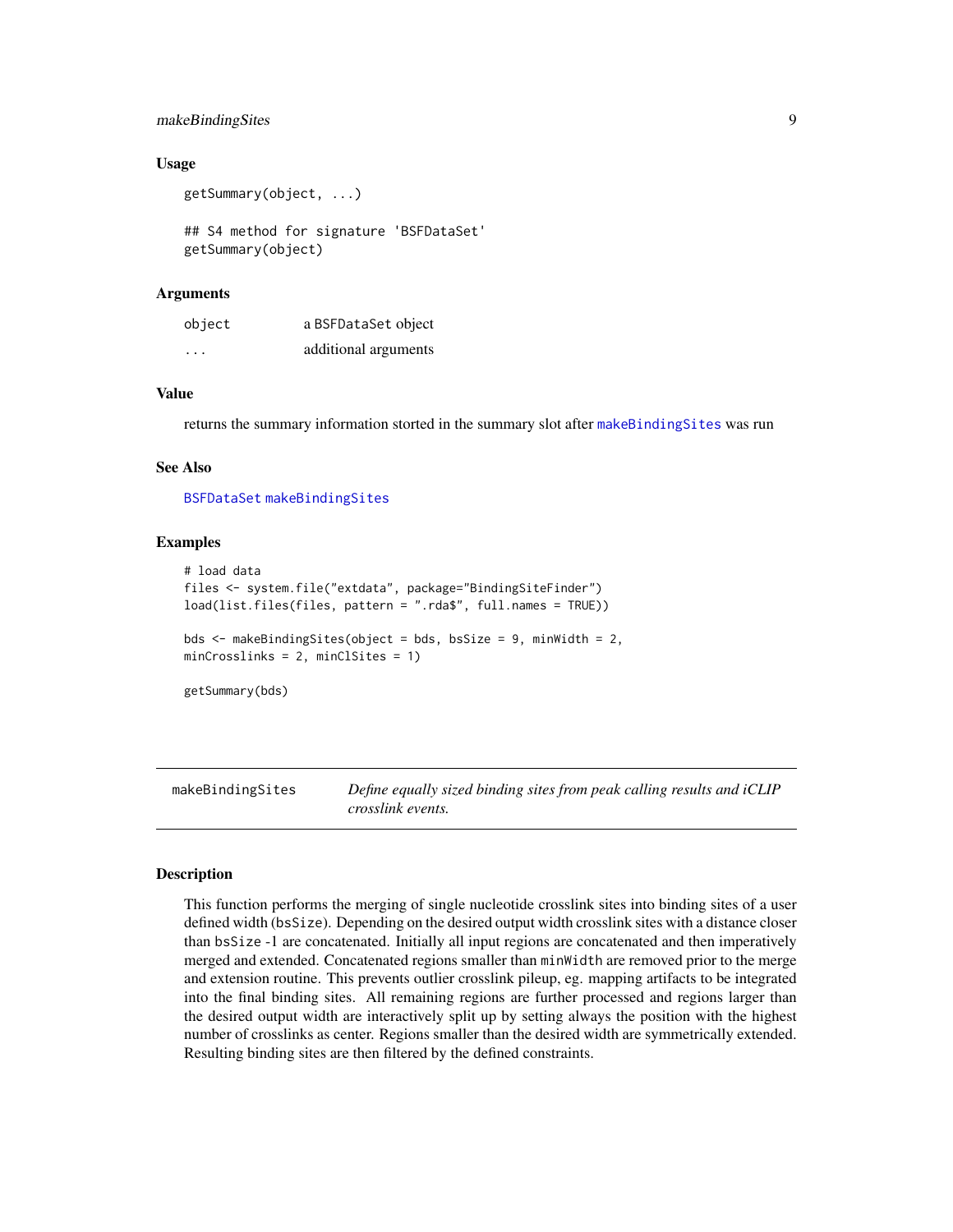### Usage

```
getSummary(object, ...)

## S4 method for signature 'BSFDataSet'
getSummary(object)
```

### Arguments

| | |
|---|---|
| object | a BSFDataSet object |
| ... | additional arguments |

### Value

returns the summary information storted in the summary slot after makeBindingSites was run

### See Also

BSFDataSet makeBindingSites

### Examples

```
# load data
files <- system.file("extdata", package="BindingSiteFinder")
load(list.files(files, pattern = ".rda$", full.names = TRUE))

bds <- makeBindingSites(object = bds, bsSize = 9, minWidth = 2,
minCrosslinks = 2, minClSites = 1)

getSummary(bds)
```

## makeBindingSites — *Define equally sized binding sites from peak calling results and iCLIP crosslink events.*

### Description

This function performs the merging of single nucleotide crosslink sites into binding sites of a user defined width (bsSize). Depending on the desired output width crosslink sites with a distance closer than bsSize -1 are concatenated. Initially all input regions are concatenated and then imperatively merged and extended. Concatenated regions smaller than minWidth are removed prior to the merge and extension routine. This prevents outlier crosslink pileup, eg. mapping artifacts to be integrated into the final binding sites. All remaining regions are further processed and regions larger than the desired output width are interactively split up by setting always the position with the highest number of crosslinks as center. Regions smaller than the desired width are symmetrically extended. Resulting binding sites are then filtered by the defined constraints.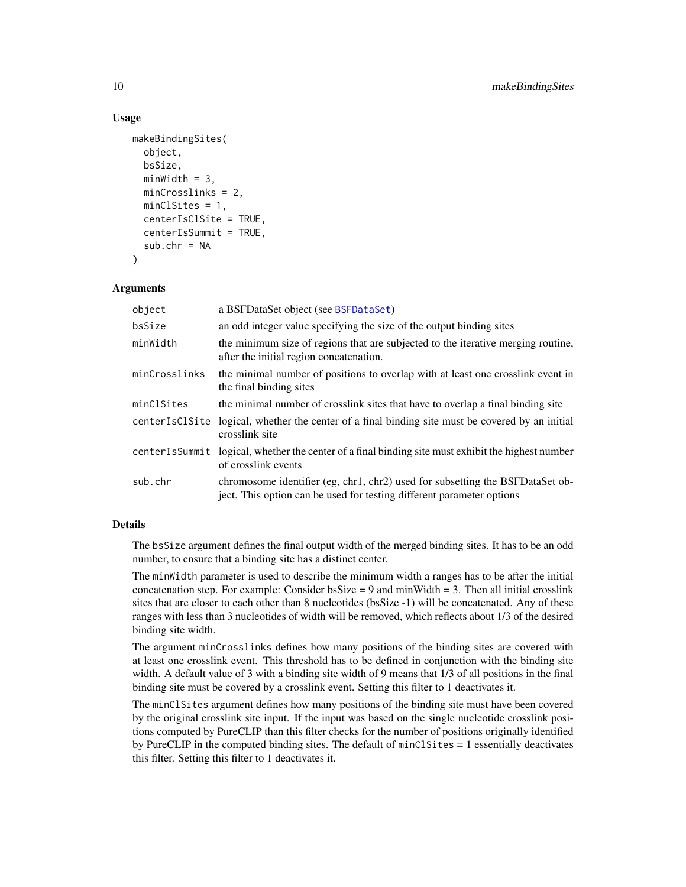### Usage

```
makeBindingSites(
  object,
  bsSize,
  minWidth = 3,
  minCrosslinks = 2,
  minClSites = 1,
  centerIsClSite = TRUE,
  centerIsSummit = TRUE,
  sub.chr = NA
)
```

### Arguments

| | |
|---|---|
| object | a BSFDataSet object (see BSFDataSet) |
| bsSize | an odd integer value specifying the size of the output binding sites |
| minWidth | the minimum size of regions that are subjected to the iterative merging routine, after the initial region concatenation. |
| minCrosslinks | the minimal number of positions to overlap with at least one crosslink event in the final binding sites |
| minClSites | the minimal number of crosslink sites that have to overlap a final binding site |
| centerIsClSite | logical, whether the center of a final binding site must be covered by an initial crosslink site |
| centerIsSummit | logical, whether the center of a final binding site must exhibit the highest number of crosslink events |
| sub.chr | chromosome identifier (eg, chr1, chr2) used for subsetting the BSFDataSet object. This option can be used for testing different parameter options |

### Details

The bsSize argument defines the final output width of the merged binding sites. It has to be an odd number, to ensure that a binding site has a distinct center.

The minWidth parameter is used to describe the minimum width a ranges has to be after the initial concatenation step. For example: Consider bsSize = 9 and minWidth = 3. Then all initial crosslink sites that are closer to each other than 8 nucleotides (bsSize -1) will be concatenated. Any of these ranges with less than 3 nucleotides of width will be removed, which reflects about 1/3 of the desired binding site width.

The argument minCrosslinks defines how many positions of the binding sites are covered with at least one crosslink event. This threshold has to be defined in conjunction with the binding site width. A default value of 3 with a binding site width of 9 means that 1/3 of all positions in the final binding site must be covered by a crosslink event. Setting this filter to 1 deactivates it.

The minClSites argument defines how many positions of the binding site must have been covered by the original crosslink site input. If the input was based on the single nucleotide crosslink positions computed by PureCLIP than this filter checks for the number of positions originally identified by PureCLIP in the computed binding sites. The default of minClSites = 1 essentially deactivates this filter. Setting this filter to 1 deactivates it.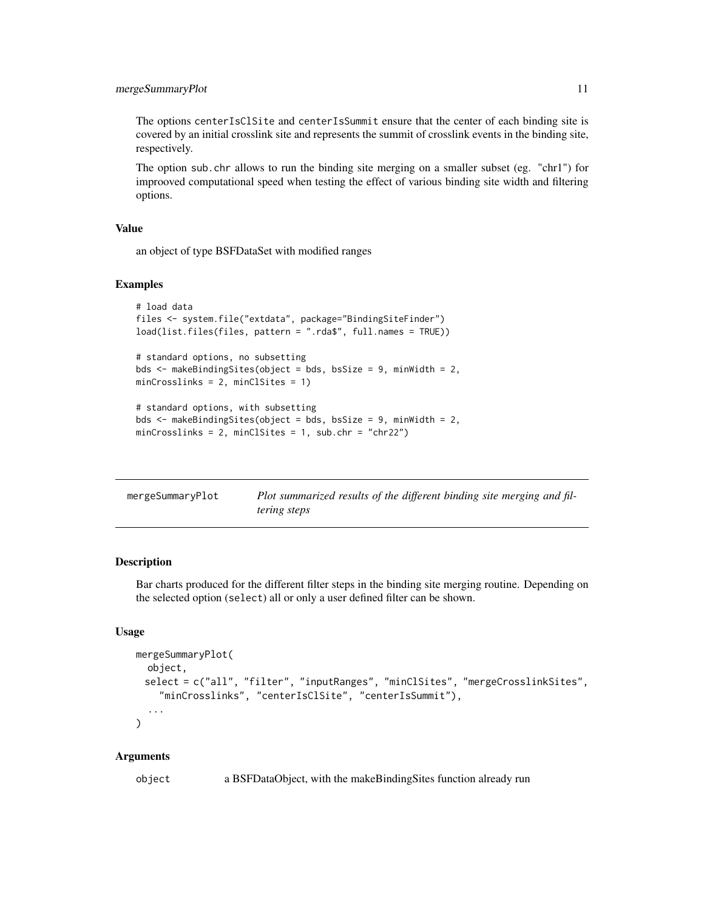The options `centerIsClSite` and `centerIsSummit` ensure that the center of each binding site is covered by an initial crosslink site and represents the summit of crosslink events in the binding site, respectively.

The option `sub.chr` allows to run the binding site merging on a smaller subset (eg. "chr1") for improoved computational speed when testing the effect of various binding site width and filtering options.

### Value

an object of type BSFDataSet with modified ranges

### Examples

```
# load data
files <- system.file("extdata", package="BindingSiteFinder")
load(list.files(files, pattern = ".rda$", full.names = TRUE))

# standard options, no subsetting
bds <- makeBindingSites(object = bds, bsSize = 9, minWidth = 2,
minCrosslinks = 2, minClSites = 1)

# standard options, with subsetting
bds <- makeBindingSites(object = bds, bsSize = 9, minWidth = 2,
minCrosslinks = 2, minClSites = 1, sub.chr = "chr22")
```

---

## mergeSummaryPlot    *Plot summarized results of the different binding site merging and filtering steps*

### Description

Bar charts produced for the different filter steps in the binding site merging routine. Depending on the selected option (`select`) all or only a user defined filter can be shown.

### Usage

```
mergeSummaryPlot(
  object,
  select = c("all", "filter", "inputRanges", "minClSites", "mergeCrosslinkSites",
    "minCrosslinks", "centerIsClSite", "centerIsSummit"),
  ...
)
```

### Arguments

| | |
|---|---|
| `object` | a BSFDataObject, with the makeBindingSites function already run |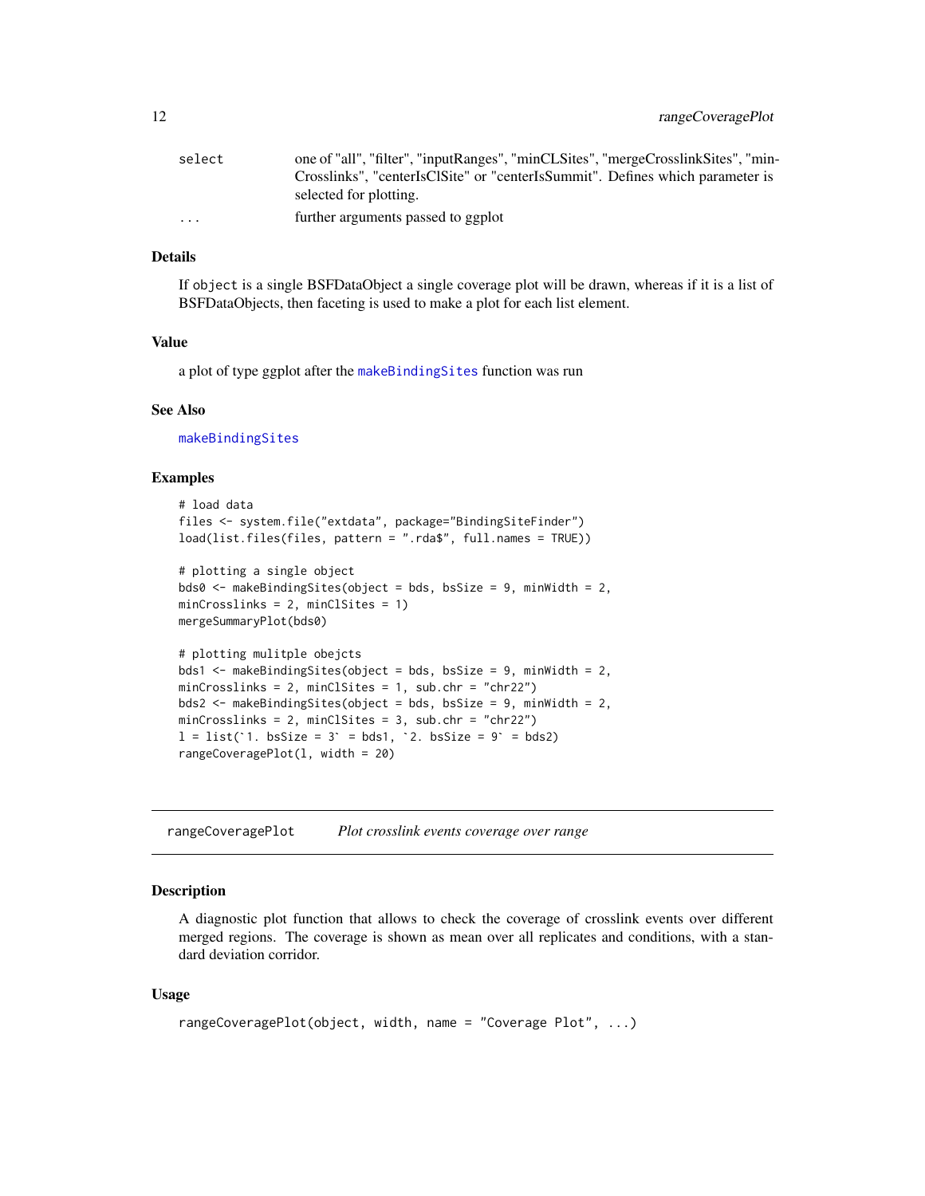| | |
|---|---|
| `select` | one of "all", "filter", "inputRanges", "minCLSites", "mergeCrosslinkSites", "minCrosslinks", "centerIsClSite" or "centerIsSummit". Defines which parameter is selected for plotting. |
| `...` | further arguments passed to ggplot |

### Details

If `object` is a single BSFDataObject a single coverage plot will be drawn, whereas if it is a list of BSFDataObjects, then faceting is used to make a plot for each list element.

### Value

a plot of type ggplot after the `makeBindingSites` function was run

### See Also

`makeBindingSites`

### Examples

```
# load data
files <- system.file("extdata", package="BindingSiteFinder")
load(list.files(files, pattern = ".rda$", full.names = TRUE))

# plotting a single object
bds0 <- makeBindingSites(object = bds, bsSize = 9, minWidth = 2,
minCrosslinks = 2, minClSites = 1)
mergeSummaryPlot(bds0)

# plotting mulitple obejcts
bds1 <- makeBindingSites(object = bds, bsSize = 9, minWidth = 2,
minCrosslinks = 2, minClSites = 1, sub.chr = "chr22")
bds2 <- makeBindingSites(object = bds, bsSize = 9, minWidth = 2,
minCrosslinks = 2, minClSites = 3, sub.chr = "chr22")
l = list(`1. bsSize = 3` = bds1, `2. bsSize = 9` = bds2)
rangeCoveragePlot(l, width = 20)
```

## rangeCoveragePlot *Plot crosslink events coverage over range*

### Description

A diagnostic plot function that allows to check the coverage of crosslink events over different merged regions. The coverage is shown as mean over all replicates and conditions, with a standard deviation corridor.

### Usage

```
rangeCoveragePlot(object, width, name = "Coverage Plot", ...)
```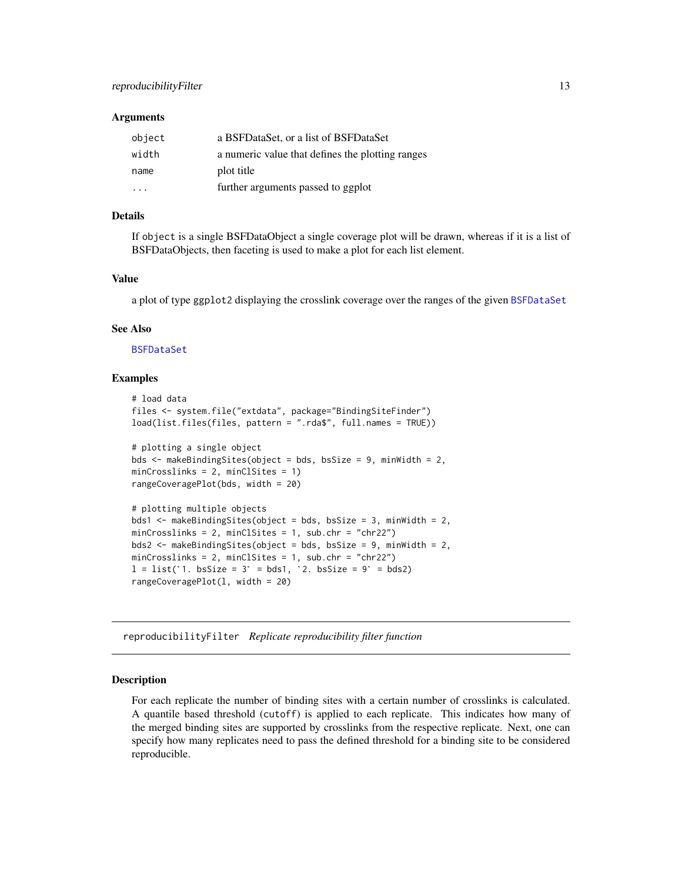### Arguments

| | |
|---|---|
| `object` | a BSFDataSet, or a list of BSFDataSet |
| `width` | a numeric value that defines the plotting ranges |
| `name` | plot title |
| `...` | further arguments passed to ggplot |

### Details

If `object` is a single BSFDataObject a single coverage plot will be drawn, whereas if it is a list of BSFDataObjects, then faceting is used to make a plot for each list element.

### Value

a plot of type ggplot2 displaying the crosslink coverage over the ranges of the given `BSFDataSet`

### See Also

`BSFDataSet`

### Examples

```
# load data
files <- system.file("extdata", package="BindingSiteFinder")
load(list.files(files, pattern = ".rda$", full.names = TRUE))

# plotting a single object
bds <- makeBindingSites(object = bds, bsSize = 9, minWidth = 2,
minCrosslinks = 2, minClSites = 1)
rangeCoveragePlot(bds, width = 20)

# plotting multiple objects
bds1 <- makeBindingSites(object = bds, bsSize = 3, minWidth = 2,
minCrosslinks = 2, minClSites = 1, sub.chr = "chr22")
bds2 <- makeBindingSites(object = bds, bsSize = 9, minWidth = 2,
minCrosslinks = 2, minClSites = 1, sub.chr = "chr22")
l = list(`1. bsSize = 3` = bds1, `2. bsSize = 9` = bds2)
rangeCoveragePlot(l, width = 20)
```

---

## `reproducibilityFilter` *Replicate reproducibility filter function*

---

### Description

For each replicate the number of binding sites with a certain number of crosslinks is calculated. A quantile based threshold (`cutoff`) is applied to each replicate. This indicates how many of the merged binding sites are supported by crosslinks from the respective replicate. Next, one can specify how many replicates need to pass the defined threshold for a binding site to be considered reproducible.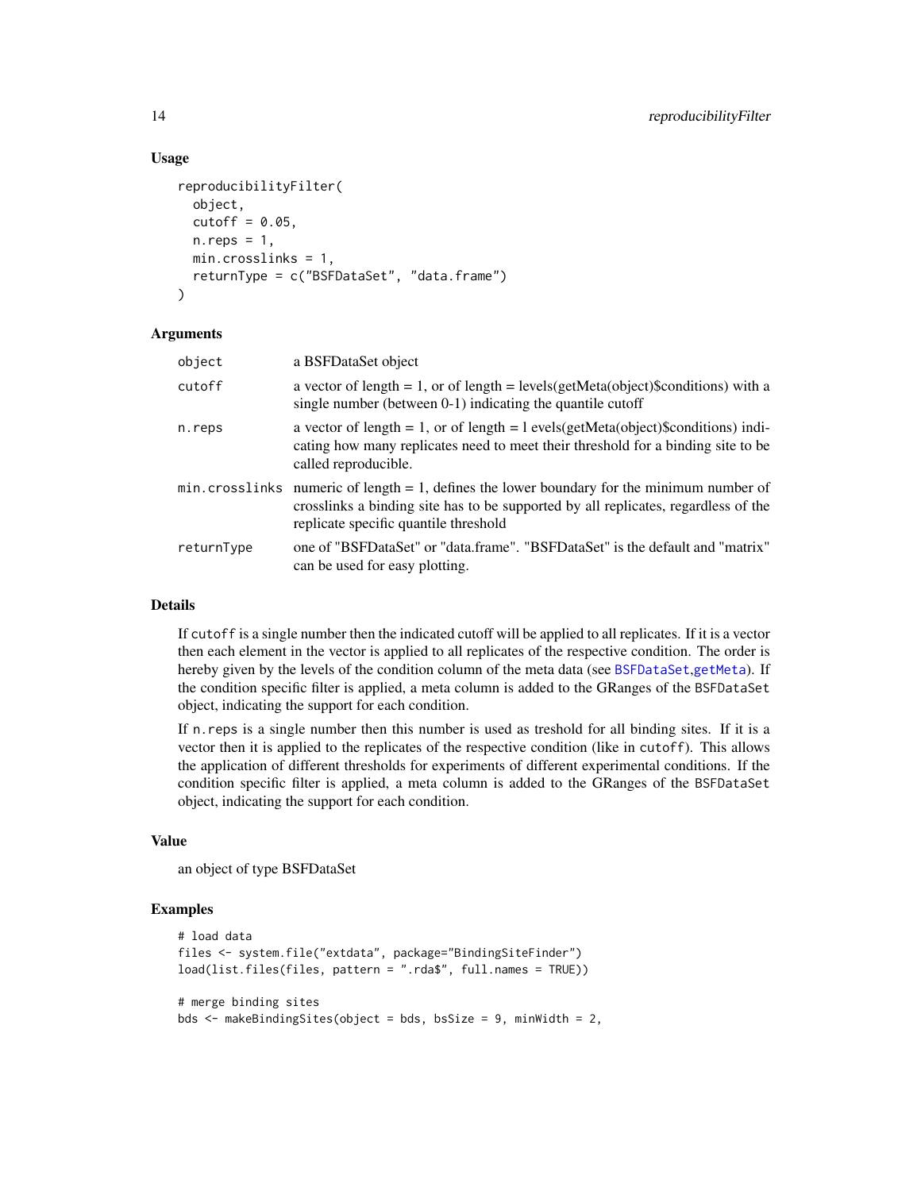### Usage

```
reproducibilityFilter(
  object,
  cutoff = 0.05,
  n.reps = 1,
  min.crosslinks = 1,
  returnType = c("BSFDataSet", "data.frame")
)
```

### Arguments

| | |
|---|---|
| object | a BSFDataSet object |
| cutoff | a vector of length = 1, or of length = levels(getMeta(object)$conditions) with a single number (between 0-1) indicating the quantile cutoff |
| n.reps | a vector of length = 1, or of length = l evels(getMeta(object)$conditions) indicating how many replicates need to meet their threshold for a binding site to be called reproducible. |
| min.crosslinks | numeric of length = 1, defines the lower boundary for the minimum number of crosslinks a binding site has to be supported by all replicates, regardless of the replicate specific quantile threshold |
| returnType | one of "BSFDataSet" or "data.frame". "BSFDataSet" is the default and "matrix" can be used for easy plotting. |

### Details

If `cutoff` is a single number then the indicated cutoff will be applied to all replicates. If it is a vector then each element in the vector is applied to all replicates of the respective condition. The order is hereby given by the levels of the condition column of the meta data (see BSFDataSet,getMeta). If the condition specific filter is applied, a meta column is added to the GRanges of the `BSFDataSet` object, indicating the support for each condition.

If `n.reps` is a single number then this number is used as treshold for all binding sites. If it is a vector then it is applied to the replicates of the respective condition (like in `cutoff`). This allows the application of different thresholds for experiments of different experimental conditions. If the condition specific filter is applied, a meta column is added to the GRanges of the `BSFDataSet` object, indicating the support for each condition.

### Value

an object of type BSFDataSet

### Examples

```
# load data
files <- system.file("extdata", package="BindingSiteFinder")
load(list.files(files, pattern = ".rda$", full.names = TRUE))

# merge binding sites
bds <- makeBindingSites(object = bds, bsSize = 9, minWidth = 2,
```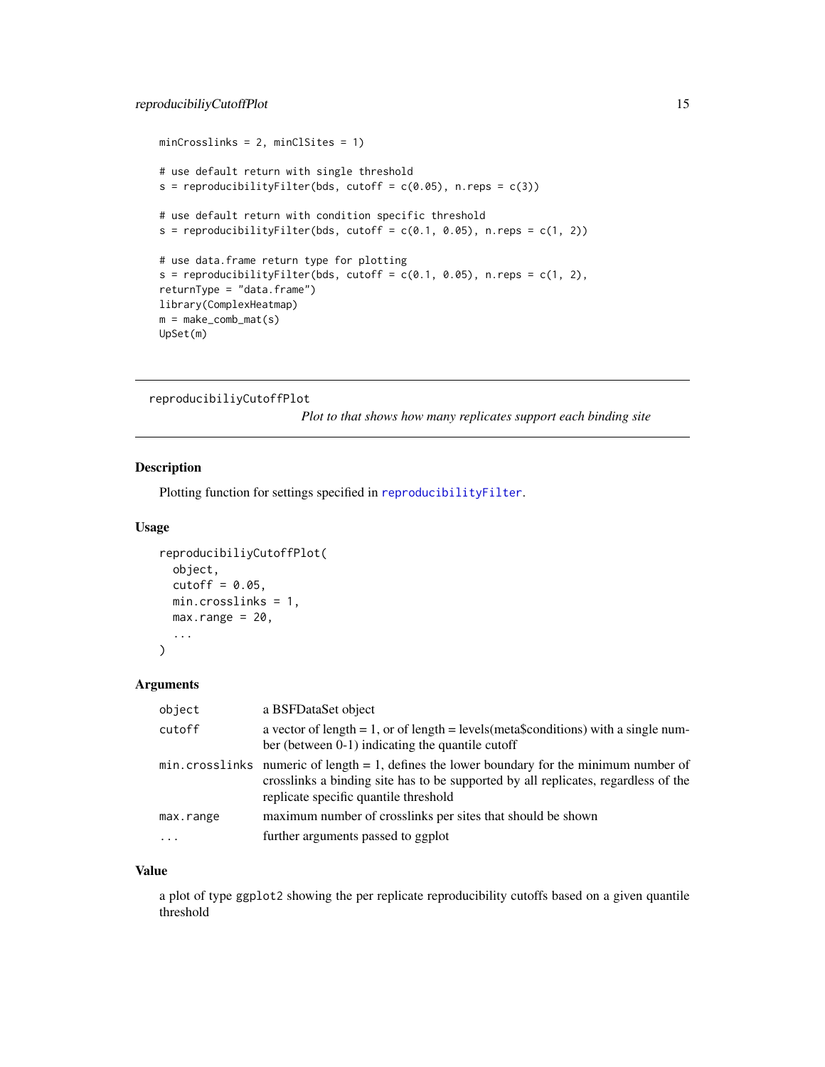```
minCrosslinks = 2, minClSites = 1)

# use default return with single threshold
s = reproducibilityFilter(bds, cutoff = c(0.05), n.reps = c(3))

# use default return with condition specific threshold
s = reproducibilityFilter(bds, cutoff = c(0.1, 0.05), n.reps = c(1, 2))

# use data.frame return type for plotting
s = reproducibilityFilter(bds, cutoff = c(0.1, 0.05), n.reps = c(1, 2),
returnType = "data.frame")
library(ComplexHeatmap)
m = make_comb_mat(s)
UpSet(m)
```

## reproducibiliyCutoffPlot

*Plot to that shows how many replicates support each binding site*

### Description

Plotting function for settings specified in reproducibilityFilter.

### Usage

```
reproducibiliyCutoffPlot(
  object,
  cutoff = 0.05,
  min.crosslinks = 1,
  max.range = 20,
  ...
)
```

### Arguments

| | |
|---|---|
| object | a BSFDataSet object |
| cutoff | a vector of length = 1, or of length = levels(meta$conditions) with a single number (between 0-1) indicating the quantile cutoff |
| min.crosslinks | numeric of length = 1, defines the lower boundary for the minimum number of crosslinks a binding site has to be supported by all replicates, regardless of the replicate specific quantile threshold |
| max.range | maximum number of crosslinks per sites that should be shown |
| ... | further arguments passed to ggplot |

### Value

a plot of type ggplot2 showing the per replicate reproducibility cutoffs based on a given quantile threshold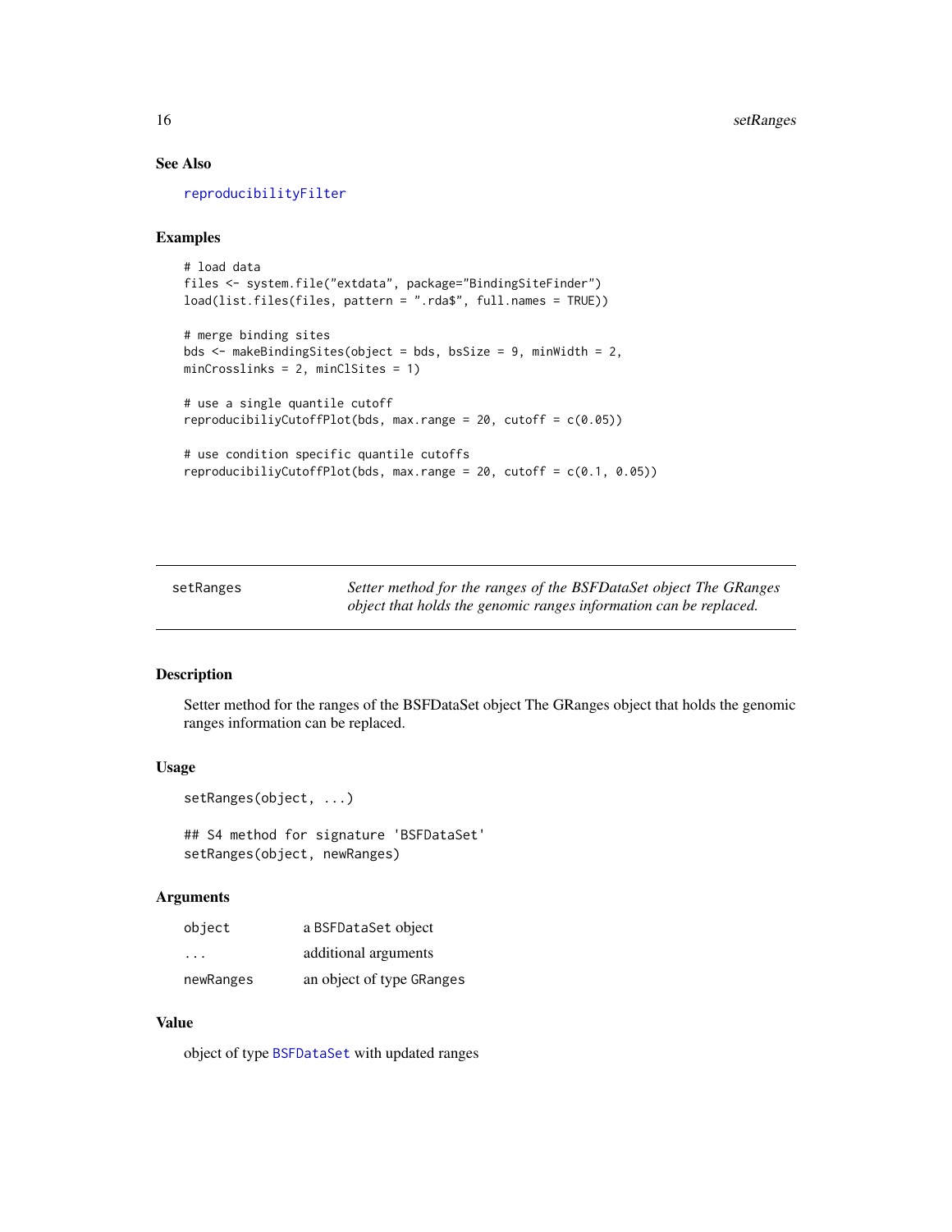## See Also

reproducibilityFilter

## Examples

```
# load data
files <- system.file("extdata", package="BindingSiteFinder")
load(list.files(files, pattern = ".rda$", full.names = TRUE))

# merge binding sites
bds <- makeBindingSites(object = bds, bsSize = 9, minWidth = 2,
minCrosslinks = 2, minClSites = 1)

# use a single quantile cutoff
reproducibiliyCutoffPlot(bds, max.range = 20, cutoff = c(0.05))

# use condition specific quantile cutoffs
reproducibiliyCutoffPlot(bds, max.range = 20, cutoff = c(0.1, 0.05))
```

---

# setRanges

*Setter method for the ranges of the BSFDataSet object The GRanges object that holds the genomic ranges information can be replaced.*

---

## Description

Setter method for the ranges of the BSFDataSet object The GRanges object that holds the genomic ranges information can be replaced.

## Usage

```
setRanges(object, ...)

## S4 method for signature 'BSFDataSet'
setRanges(object, newRanges)
```

## Arguments

| | |
|---|---|
| object | a BSFDataSet object |
| ... | additional arguments |
| newRanges | an object of type GRanges |

## Value

object of type BSFDataSet with updated ranges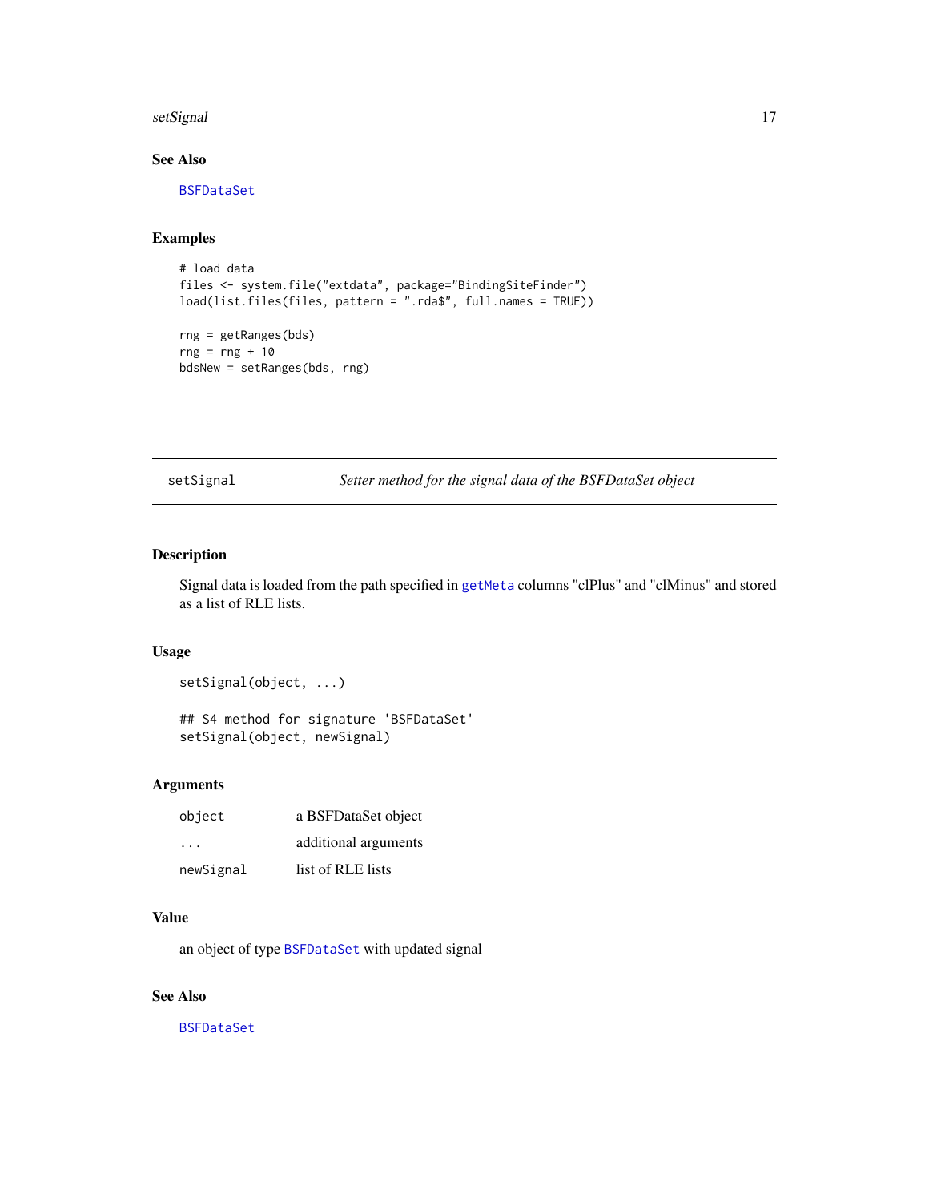## See Also

BSFDataSet

## Examples

```
# load data
files <- system.file("extdata", package="BindingSiteFinder")
load(list.files(files, pattern = ".rda$", full.names = TRUE))

rng = getRanges(bds)
rng = rng + 10
bdsNew = setRanges(bds, rng)
```

---

# setSignal — *Setter method for the signal data of the BSFDataSet object*

## Description

Signal data is loaded from the path specified in getMeta columns "clPlus" and "clMinus" and stored as a list of RLE lists.

## Usage

```
setSignal(object, ...)

## S4 method for signature 'BSFDataSet'
setSignal(object, newSignal)
```

## Arguments

| | |
|---|---|
| object | a BSFDataSet object |
| ... | additional arguments |
| newSignal | list of RLE lists |

## Value

an object of type BSFDataSet with updated signal

## See Also

BSFDataSet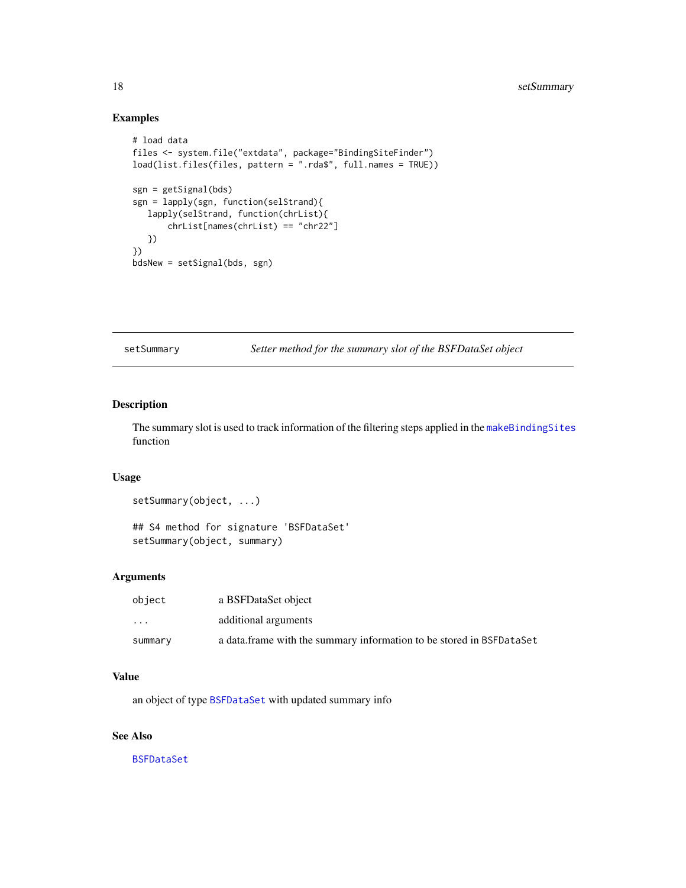## Examples

```
# load data
files <- system.file("extdata", package="BindingSiteFinder")
load(list.files(files, pattern = ".rda$", full.names = TRUE))

sgn = getSignal(bds)
sgn = lapply(sgn, function(selStrand){
   lapply(selStrand, function(chrList){
       chrList[names(chrList) == "chr22"]
   })
})
bdsNew = setSignal(bds, sgn)
```

---

# setSummary — *Setter method for the summary slot of the BSFDataSet object*

---

## Description

The summary slot is used to track information of the filtering steps applied in the `makeBindingSites` function

## Usage

```
setSummary(object, ...)

## S4 method for signature 'BSFDataSet'
setSummary(object, summary)
```

## Arguments

| | |
|---|---|
| `object` | a BSFDataSet object |
| `...` | additional arguments |
| `summary` | a data.frame with the summary information to be stored in `BSFDataSet` |

## Value

an object of type `BSFDataSet` with updated summary info

## See Also

`BSFDataSet`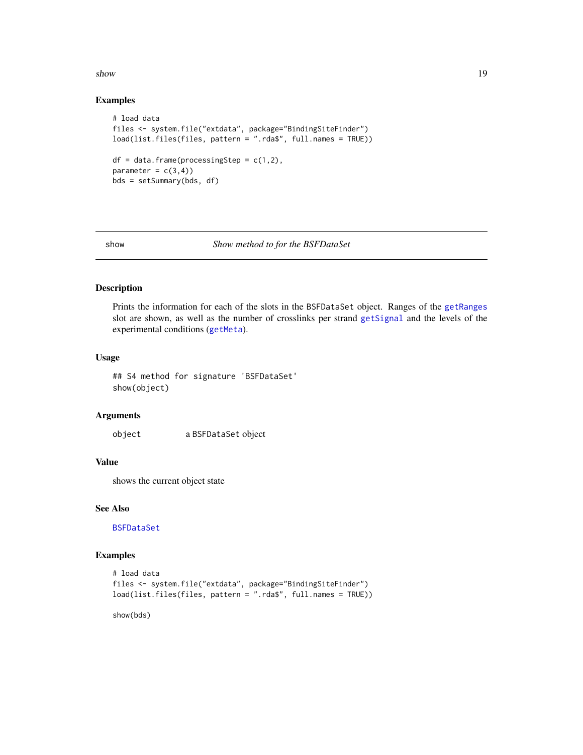## Examples

```
# load data
files <- system.file("extdata", package="BindingSiteFinder")
load(list.files(files, pattern = ".rda$", full.names = TRUE))

df = data.frame(processingStep = c(1,2),
parameter = c(3,4))
bds = setSummary(bds, df)
```

---

# show — *Show method to for the BSFDataSet*

## Description

Prints the information for each of the slots in the BSFDataSet object. Ranges of the getRanges slot are shown, as well as the number of crosslinks per strand getSignal and the levels of the experimental conditions (getMeta).

## Usage

```
## S4 method for signature 'BSFDataSet'
show(object)
```

## Arguments

| | |
|---|---|
| object | a BSFDataSet object |

## Value

shows the current object state

## See Also

BSFDataSet

## Examples

```
# load data
files <- system.file("extdata", package="BindingSiteFinder")
load(list.files(files, pattern = ".rda$", full.names = TRUE))

show(bds)
```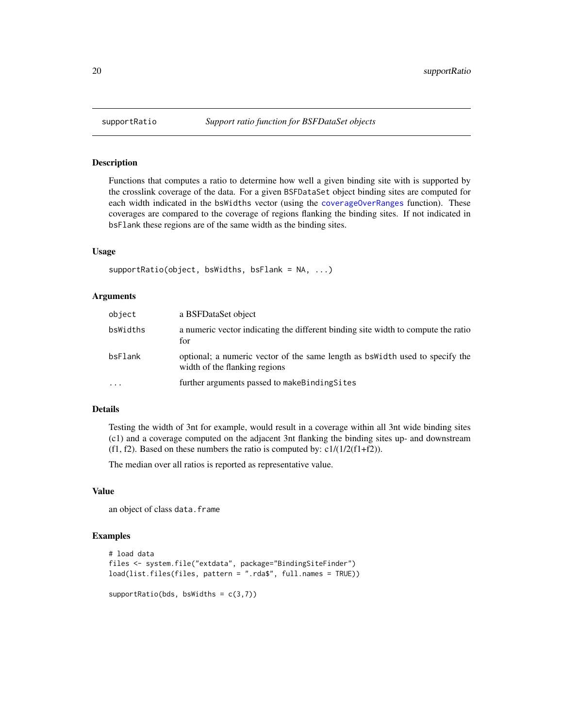## supportRatio — *Support ratio function for BSFDataSet objects*

### Description

Functions that computes a ratio to determine how well a given binding site with is supported by the crosslink coverage of the data. For a given BSFDataSet object binding sites are computed for each width indicated in the bsWidths vector (using the coverageOverRanges function). These coverages are compared to the coverage of regions flanking the binding sites. If not indicated in bsFlank these regions are of the same width as the binding sites.

### Usage

```
supportRatio(object, bsWidths, bsFlank = NA, ...)
```

### Arguments

| | |
|---|---|
| object | a BSFDataSet object |
| bsWidths | a numeric vector indicating the different binding site width to compute the ratio for |
| bsFlank | optional; a numeric vector of the same length as bsWidth used to specify the width of the flanking regions |
| ... | further arguments passed to makeBindingSites |

### Details

Testing the width of 3nt for example, would result in a coverage within all 3nt wide binding sites (c1) and a coverage computed on the adjacent 3nt flanking the binding sites up- and downstream (f1, f2). Based on these numbers the ratio is computed by: c1/(1/2(f1+f2)).

The median over all ratios is reported as representative value.

### Value

an object of class data.frame

### Examples

```
# load data
files <- system.file("extdata", package="BindingSiteFinder")
load(list.files(files, pattern = ".rda$", full.names = TRUE))

supportRatio(bds, bsWidths = c(3,7))
```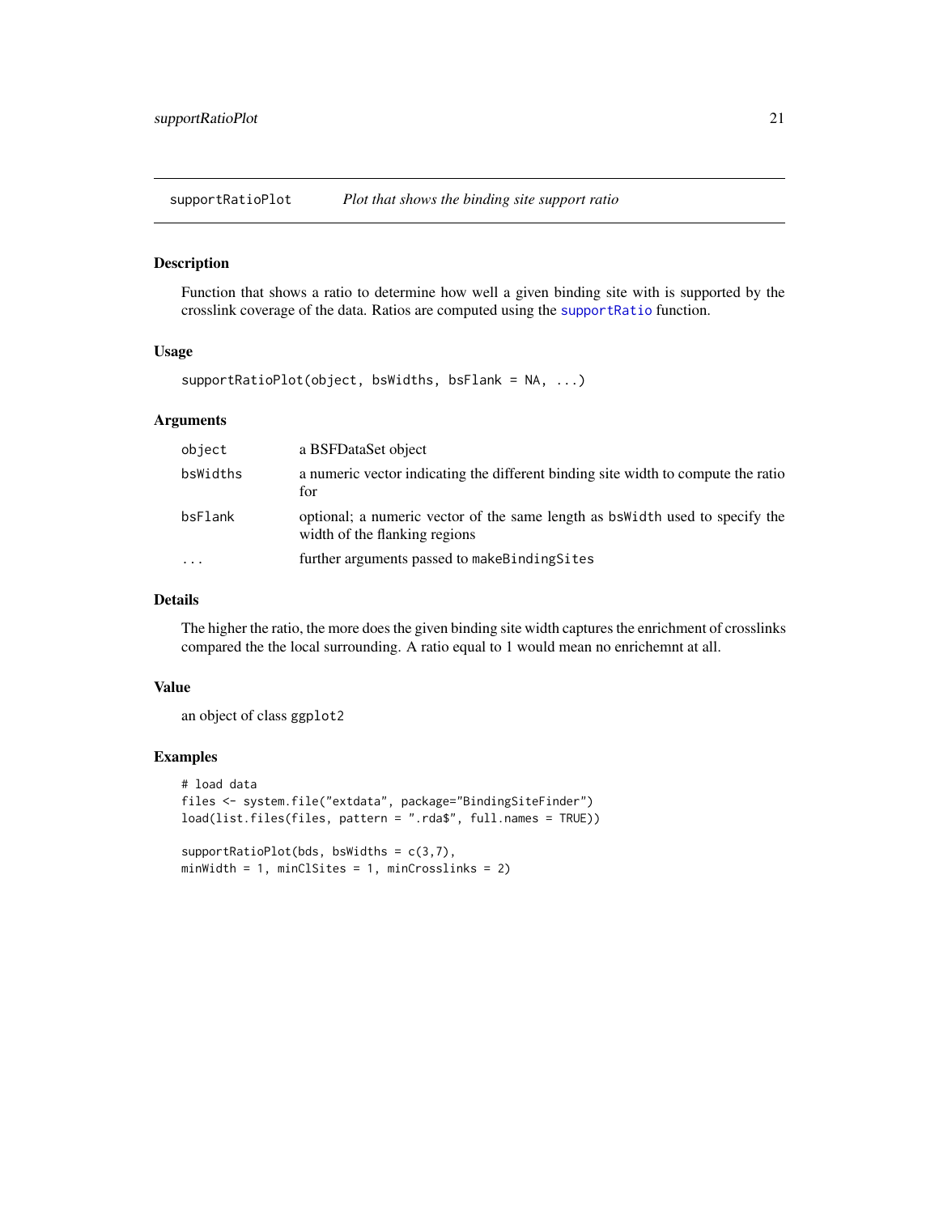## supportRatioPlot *Plot that shows the binding site support ratio*

### Description

Function that shows a ratio to determine how well a given binding site with is supported by the crosslink coverage of the data. Ratios are computed using the `supportRatio` function.

### Usage

```
supportRatioPlot(object, bsWidths, bsFlank = NA, ...)
```

### Arguments

| | |
|---|---|
| `object` | a BSFDataSet object |
| `bsWidths` | a numeric vector indicating the different binding site width to compute the ratio for |
| `bsFlank` | optional; a numeric vector of the same length as `bsWidth` used to specify the width of the flanking regions |
| `...` | further arguments passed to `makeBindingSites` |

### Details

The higher the ratio, the more does the given binding site width captures the enrichment of crosslinks compared the the local surrounding. A ratio equal to 1 would mean no enrichemnt at all.

### Value

an object of class `ggplot2`

### Examples

```
# load data
files <- system.file("extdata", package="BindingSiteFinder")
load(list.files(files, pattern = ".rda$", full.names = TRUE))

supportRatioPlot(bds, bsWidths = c(3,7),
minWidth = 1, minClSites = 1, minCrosslinks = 2)
```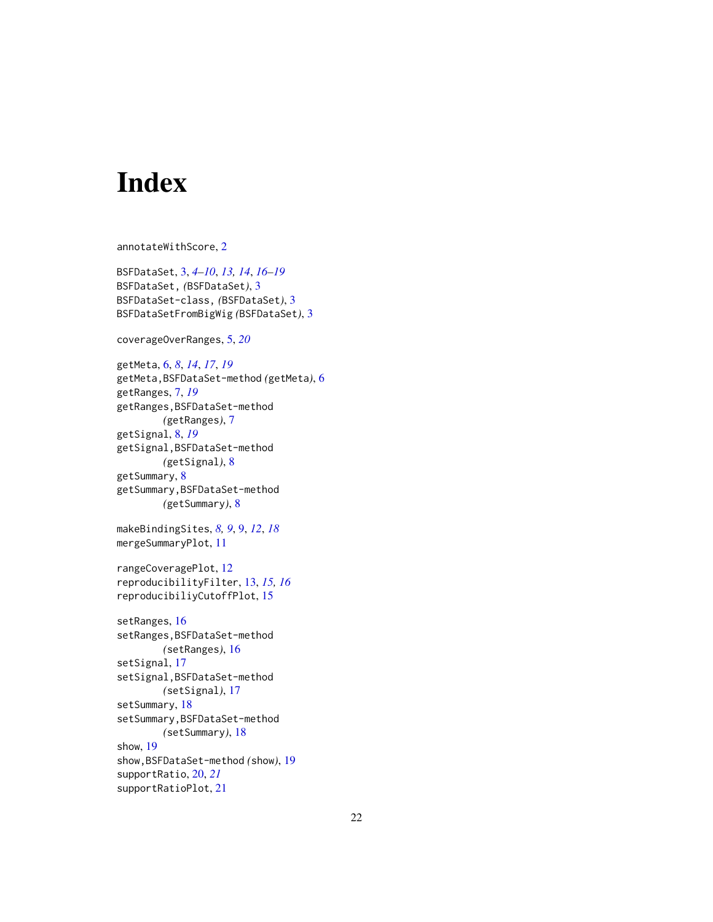# Index

annotateWithScore, 2

BSFDataSet, 3, *4–10*, *13, 14*, *16–19*
BSFDataSet, *(*BSFDataSet*)*, 3
BSFDataSet-class, *(*BSFDataSet*)*, 3
BSFDataSetFromBigWig *(*BSFDataSet*)*, 3

coverageOverRanges, 5, *20*

getMeta, 6, *8*, *14*, *17*, *19*
getMeta,BSFDataSet-method *(*getMeta*)*, 6
getRanges, 7, *19*
getRanges,BSFDataSet-method *(*getRanges*)*, 7
getSignal, 8, *19*
getSignal,BSFDataSet-method *(*getSignal*)*, 8
getSummary, 8
getSummary,BSFDataSet-method *(*getSummary*)*, 8

makeBindingSites, *8, 9*, 9, *12*, *18*
mergeSummaryPlot, 11

rangeCoveragePlot, 12
reproducibilityFilter, 13, *15, 16*
reproducibiliyCutoffPlot, 15

setRanges, 16
setRanges,BSFDataSet-method *(*setRanges*)*, 16
setSignal, 17
setSignal,BSFDataSet-method *(*setSignal*)*, 17
setSummary, 18
setSummary,BSFDataSet-method *(*setSummary*)*, 18
show, 19
show,BSFDataSet-method *(*show*)*, 19
supportRatio, 20, *21*
supportRatioPlot, 21